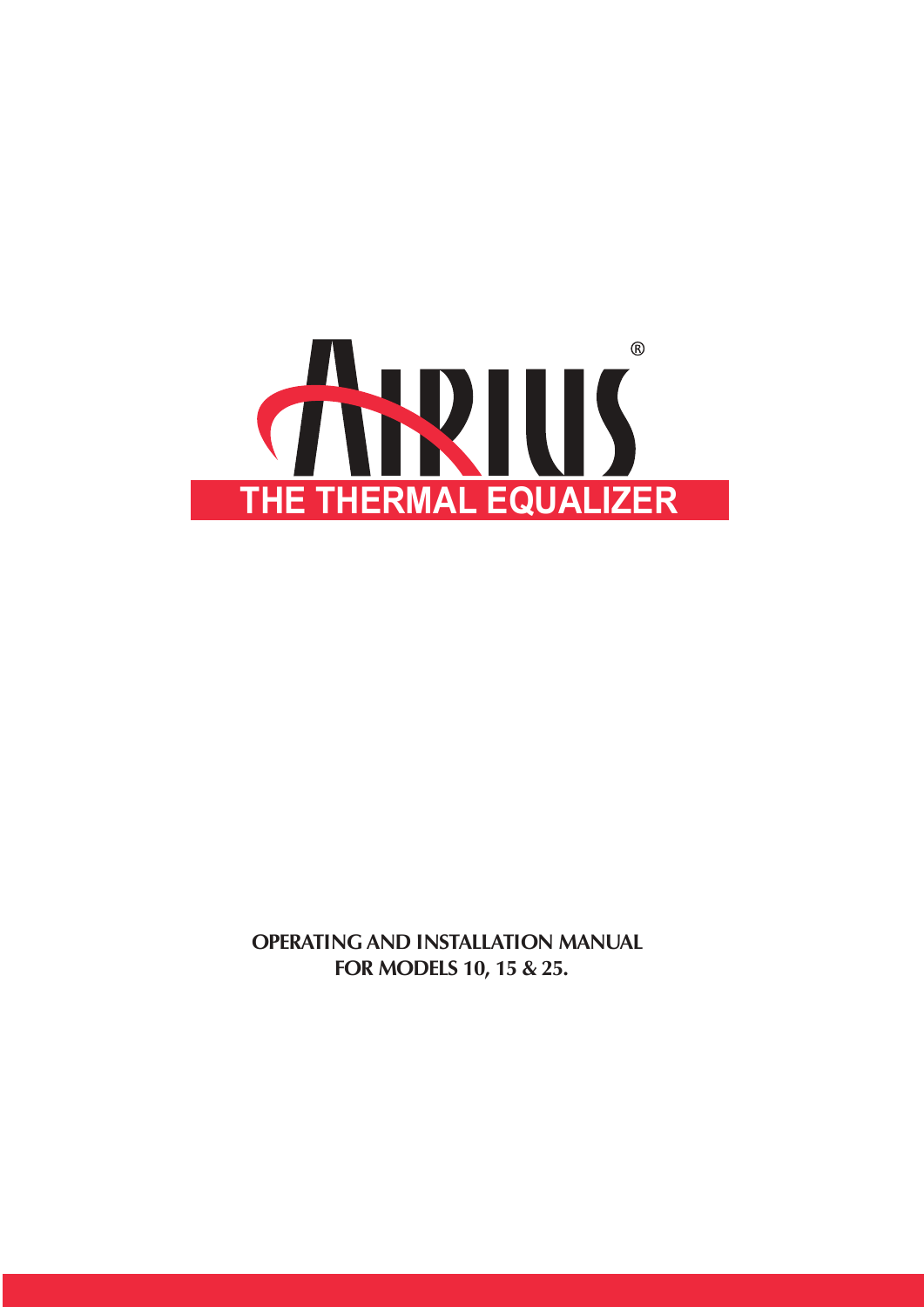# AIRIUS®

## THE THERMAL EQUALIZER

**OPERATING AND INSTALLATION MANUAL**
**FOR MODELS 10, 15 & 25.**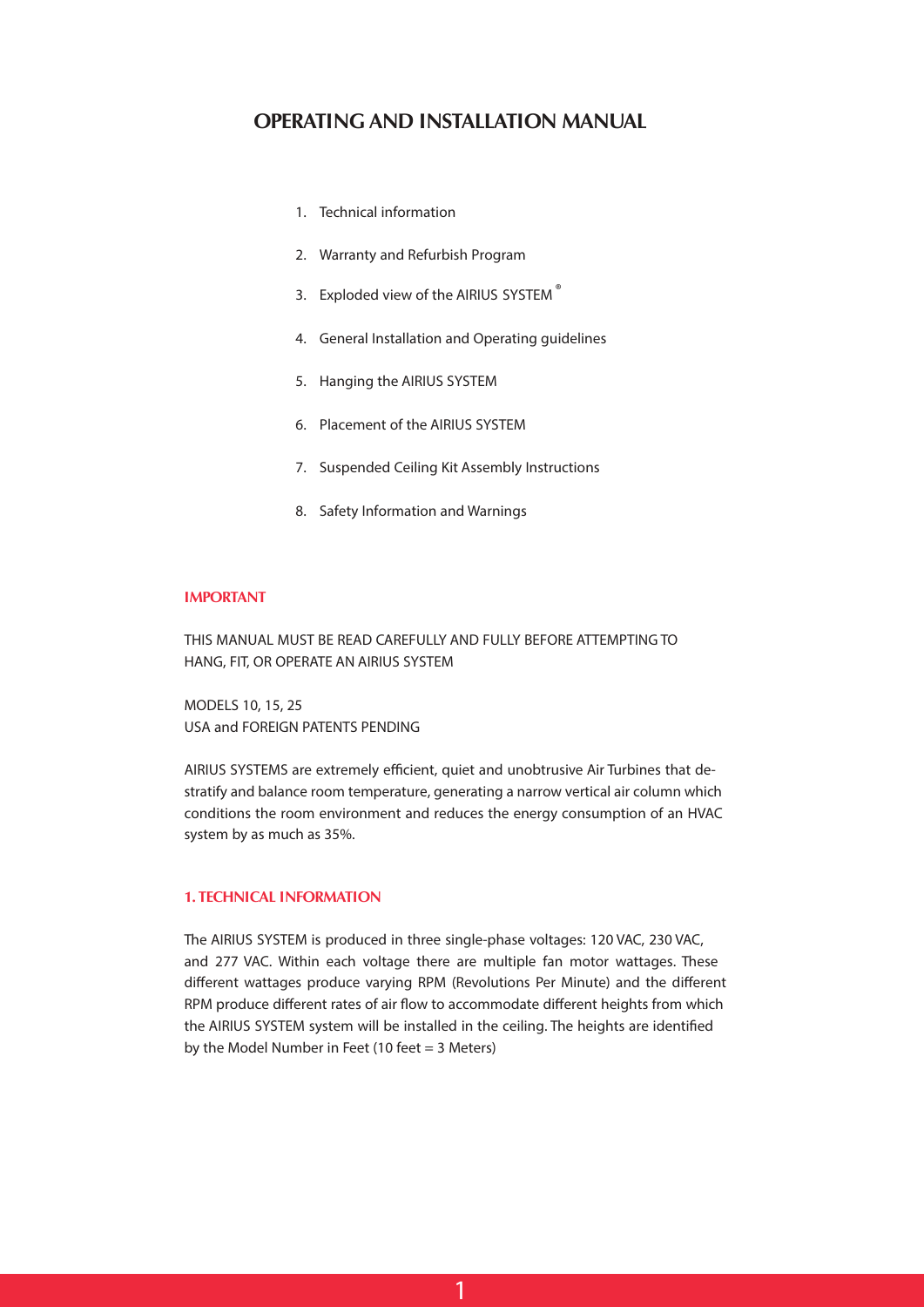# OPERATING AND INSTALLATION MANUAL

1. Technical information
2. Warranty and Refurbish Program
3. Exploded view of the AIRIUS SYSTEM ®
4. General Installation and Operating guidelines
5. Hanging the AIRIUS SYSTEM
6. Placement of the AIRIUS SYSTEM
7. Suspended Ceiling Kit Assembly Instructions
8. Safety Information and Warnings

**IMPORTANT**

THIS MANUAL MUST BE READ CAREFULLY AND FULLY BEFORE ATTEMPTING TO HANG, FIT, OR OPERATE AN AIRIUS SYSTEM

MODELS 10, 15, 25
USA and FOREIGN PATENTS PENDING

AIRIUS SYSTEMS are extremely efficient, quiet and unobtrusive Air Turbines that de-stratify and balance room temperature, generating a narrow vertical air column which conditions the room environment and reduces the energy consumption of an HVAC system by as much as 35%.

## 1. TECHNICAL INFORMATION

The AIRIUS SYSTEM is produced in three single-phase voltages: 120 VAC, 230 VAC, and 277 VAC. Within each voltage there are multiple fan motor wattages. These different wattages produce varying RPM (Revolutions Per Minute) and the different RPM produce different rates of air flow to accommodate different heights from which the AIRIUS SYSTEM system will be installed in the ceiling. The heights are identified by the Model Number in Feet (10 feet = 3 Meters)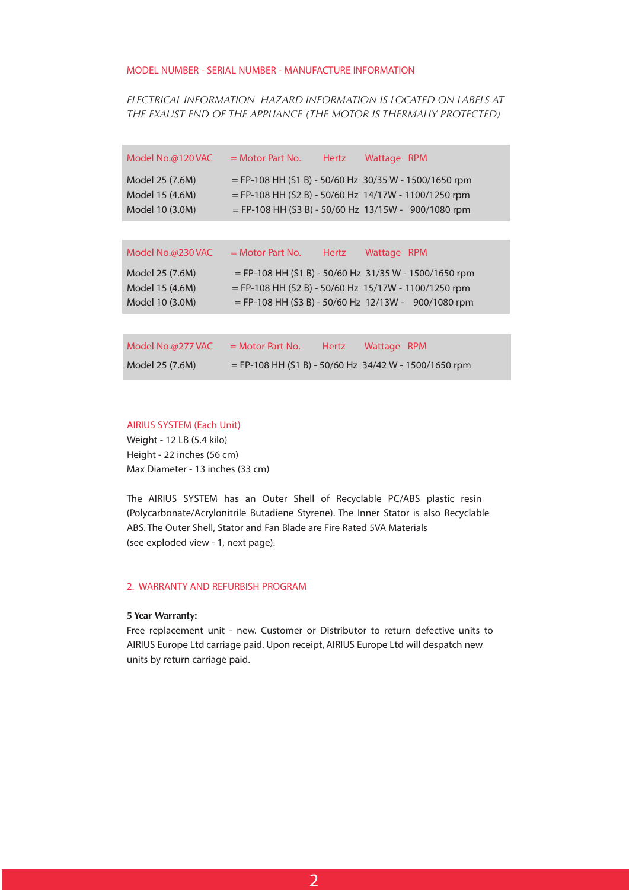## MODEL NUMBER - SERIAL NUMBER - MANUFACTURE INFORMATION

*ELECTRICAL INFORMATION  HAZARD INFORMATION IS LOCATED ON LABELS AT THE EXAUST END OF THE APPLIANCE (THE MOTOR IS THERMALLY PROTECTED)*

| Model No.@120 VAC | = Motor Part No. | Hertz | Wattage | RPM |
|---|---|---|---|---|
| Model 25 (7.6M) | = FP-108 HH (S1 B) - | 50/60 Hz | 30/35 W - | 1500/1650 rpm |
| Model 15 (4.6M) | = FP-108 HH (S2 B) - | 50/60 Hz | 14/17W - | 1100/1250 rpm |
| Model 10 (3.0M) | = FP-108 HH (S3 B) - | 50/60 Hz | 13/15W - | 900/1080 rpm |

| Model No.@230 VAC | = Motor Part No. | Hertz | Wattage | RPM |
|---|---|---|---|---|
| Model 25 (7.6M) | = FP-108 HH (S1 B) - | 50/60 Hz | 31/35 W - | 1500/1650 rpm |
| Model 15 (4.6M) | = FP-108 HH (S2 B) - | 50/60 Hz | 15/17W - | 1100/1250 rpm |
| Model 10 (3.0M) | = FP-108 HH (S3 B) - | 50/60 Hz | 12/13W - | 900/1080 rpm |

| Model No.@277 VAC | = Motor Part No. | Hertz | Wattage | RPM |
|---|---|---|---|---|
| Model 25 (7.6M) | = FP-108 HH (S1 B) - | 50/60 Hz | 34/42 W - | 1500/1650 rpm |

### AIRIUS SYSTEM (Each Unit)

Weight - 12 LB (5.4 kilo)
Height - 22 inches (56 cm)
Max Diameter - 13 inches (33 cm)

The AIRIUS SYSTEM has an Outer Shell of Recyclable PC/ABS plastic resin (Polycarbonate/Acrylonitrile Butadiene Styrene). The Inner Stator is also Recyclable ABS. The Outer Shell, Stator and Fan Blade are Fire Rated 5VA Materials (see exploded view - 1, next page).

## 2. WARRANTY AND REFURBISH PROGRAM

**5 Year Warranty:**

Free replacement unit - new. Customer or Distributor to return defective units to AIRIUS Europe Ltd carriage paid. Upon receipt, AIRIUS Europe Ltd will despatch new units by return carriage paid.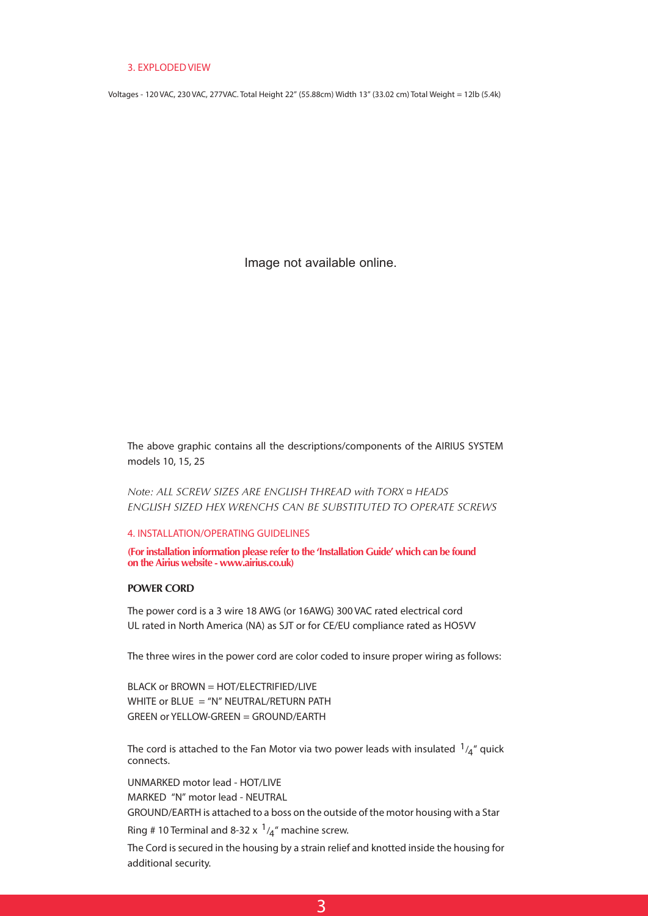## 3. EXPLODED VIEW

Voltages - 120 VAC, 230 VAC, 277VAC. Total Height 22" (55.88cm) Width 13" (33.02 cm) Total Weight = 12lb (5.4k)

Image not available online.

The above graphic contains all the descriptions/components of the AIRIUS SYSTEM models 10, 15, 25

*Note: ALL SCREW SIZES ARE ENGLISH THREAD with TORX ¤ HEADS*
*ENGLISH SIZED HEX WRENCHS CAN BE SUBSTITUTED TO OPERATE SCREWS*

## 4. INSTALLATION/OPERATING GUIDELINES

**(For installation information please refer to the 'Installation Guide' which can be found on the Airius website - www.airius.co.uk)**

### POWER CORD

The power cord is a 3 wire 18 AWG (or 16AWG) 300 VAC rated electrical cord
UL rated in North America (NA) as SJT or for CE/EU compliance rated as HO5VV

The three wires in the power cord are color coded to insure proper wiring as follows:

BLACK or BROWN = HOT/ELECTRIFIED/LIVE
WHITE or BLUE = "N" NEUTRAL/RETURN PATH
GREEN or YELLOW-GREEN = GROUND/EARTH

The cord is attached to the Fan Motor via two power leads with insulated $^1/_4$" quick connects.

UNMARKED motor lead - HOT/LIVE
MARKED "N" motor lead - NEUTRAL
GROUND/EARTH is attached to a boss on the outside of the motor housing with a Star Ring # 10 Terminal and 8-32 x $^1/_4$" machine screw.
The Cord is secured in the housing by a strain relief and knotted inside the housing for additional security.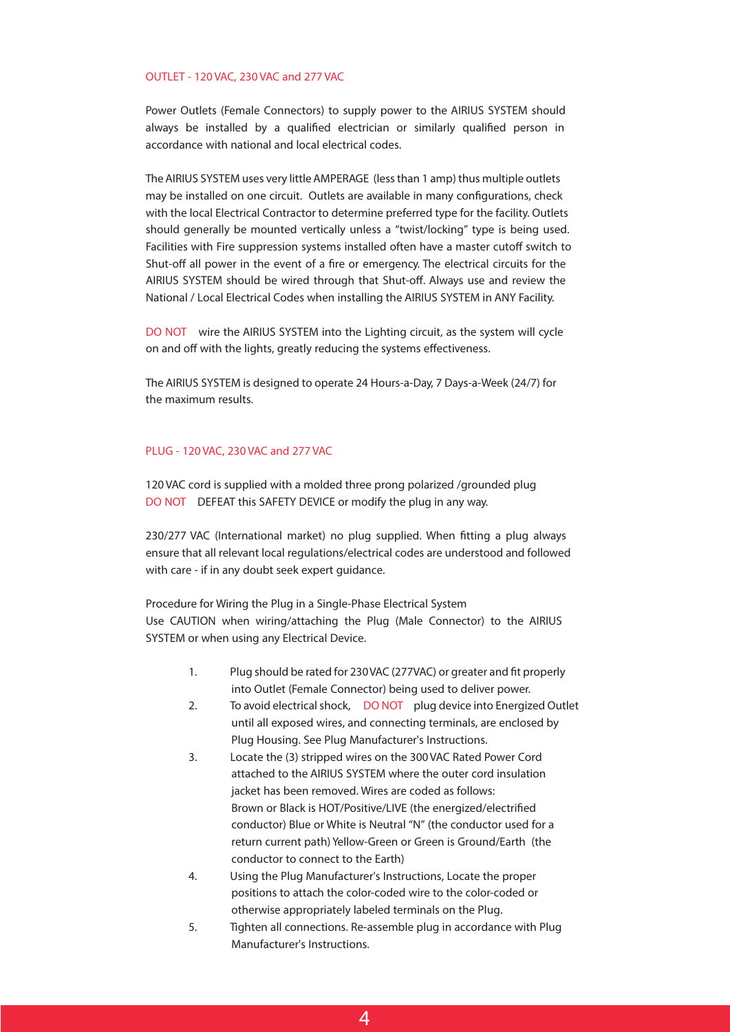## OUTLET - 120 VAC, 230 VAC and 277 VAC

Power Outlets (Female Connectors) to supply power to the AIRIUS SYSTEM should always be installed by a qualified electrician or similarly qualified person in accordance with national and local electrical codes.

The AIRIUS SYSTEM uses very little AMPERAGE (less than 1 amp) thus multiple outlets may be installed on one circuit. Outlets are available in many configurations, check with the local Electrical Contractor to determine preferred type for the facility. Outlets should generally be mounted vertically unless a "twist/locking" type is being used. Facilities with Fire suppression systems installed often have a master cutoff switch to Shut-off all power in the event of a fire or emergency. The electrical circuits for the AIRIUS SYSTEM should be wired through that Shut-off. Always use and review the National / Local Electrical Codes when installing the AIRIUS SYSTEM in ANY Facility.

DO NOT wire the AIRIUS SYSTEM into the Lighting circuit, as the system will cycle on and off with the lights, greatly reducing the systems effectiveness.

The AIRIUS SYSTEM is designed to operate 24 Hours-a-Day, 7 Days-a-Week (24/7) for the maximum results.

## PLUG - 120 VAC, 230 VAC and 277 VAC

120 VAC cord is supplied with a molded three prong polarized /grounded plug
DO NOT DEFEAT this SAFETY DEVICE or modify the plug in any way.

230/277 VAC (International market) no plug supplied. When fitting a plug always ensure that all relevant local regulations/electrical codes are understood and followed with care - if in any doubt seek expert guidance.

Procedure for Wiring the Plug in a Single-Phase Electrical System
Use CAUTION when wiring/attaching the Plug (Male Connector) to the AIRIUS SYSTEM or when using any Electrical Device.

1. Plug should be rated for 230 VAC (277VAC) or greater and fit properly into Outlet (Female Connector) being used to deliver power.
2. To avoid electrical shock, DO NOT plug device into Energized Outlet until all exposed wires, and connecting terminals, are enclosed by Plug Housing. See Plug Manufacturer's Instructions.
3. Locate the (3) stripped wires on the 300 VAC Rated Power Cord attached to the AIRIUS SYSTEM where the outer cord insulation jacket has been removed. Wires are coded as follows:
   Brown or Black is HOT/Positive/LIVE (the energized/electrified conductor) Blue or White is Neutral "N" (the conductor used for a return current path) Yellow-Green or Green is Ground/Earth (the conductor to connect to the Earth)
4. Using the Plug Manufacturer's Instructions, Locate the proper positions to attach the color-coded wire to the color-coded or otherwise appropriately labeled terminals on the Plug.
5. Tighten all connections. Re-assemble plug in accordance with Plug Manufacturer's Instructions.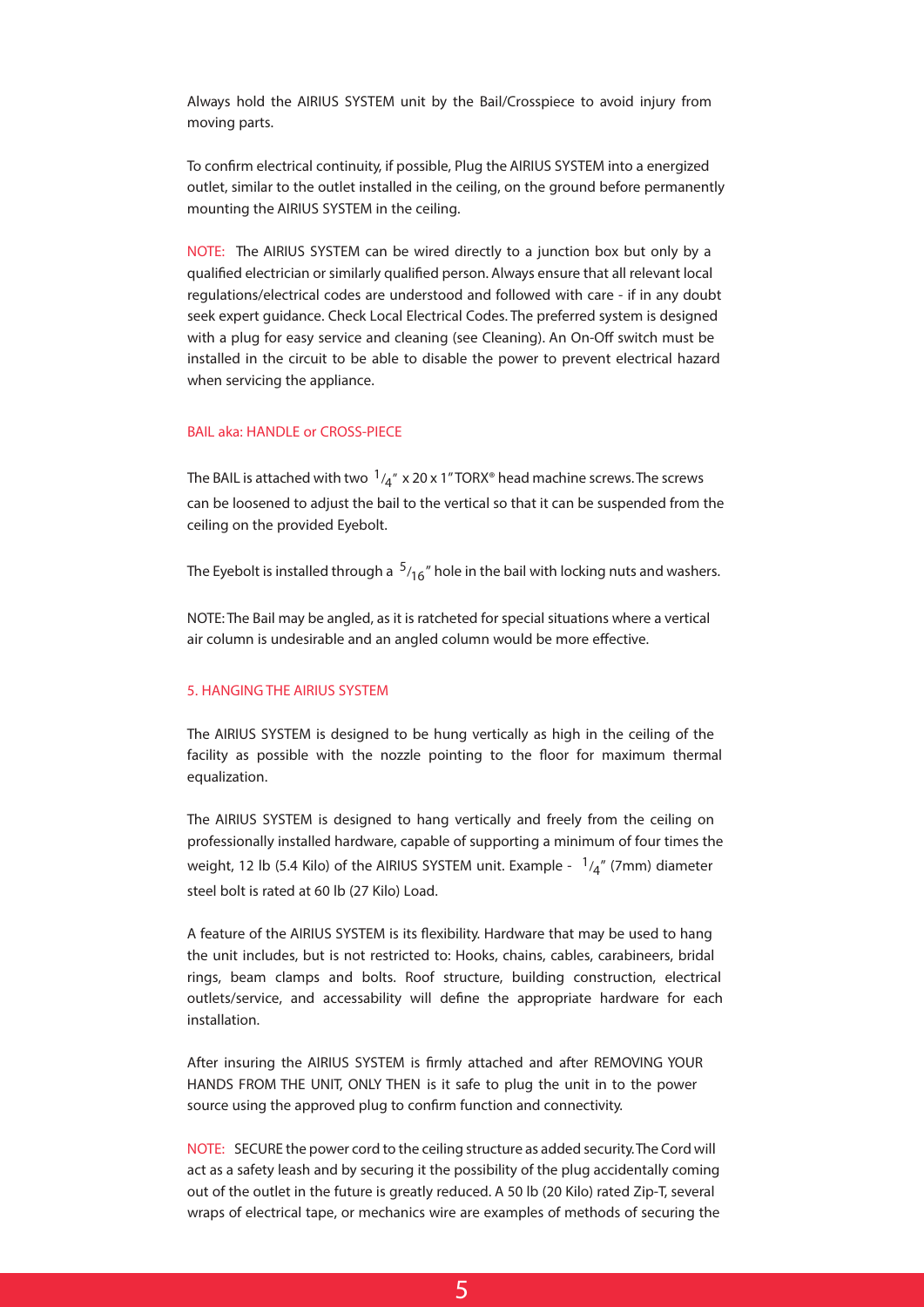Always hold the AIRIUS SYSTEM unit by the Bail/Crosspiece to avoid injury from moving parts.

To confirm electrical continuity, if possible, Plug the AIRIUS SYSTEM into a energized outlet, similar to the outlet installed in the ceiling, on the ground before permanently mounting the AIRIUS SYSTEM in the ceiling.

NOTE: The AIRIUS SYSTEM can be wired directly to a junction box but only by a qualified electrician or similarly qualified person. Always ensure that all relevant local regulations/electrical codes are understood and followed with care - if in any doubt seek expert guidance. Check Local Electrical Codes. The preferred system is designed with a plug for easy service and cleaning (see Cleaning). An On-Off switch must be installed in the circuit to be able to disable the power to prevent electrical hazard when servicing the appliance.

### BAIL aka: HANDLE or CROSS-PIECE

The BAIL is attached with two $^1/_4$" x 20 x 1" TORX® head machine screws. The screws can be loosened to adjust the bail to the vertical so that it can be suspended from the ceiling on the provided Eyebolt.

The Eyebolt is installed through a $^5/_{16}$" hole in the bail with locking nuts and washers.

NOTE: The Bail may be angled, as it is ratcheted for special situations where a vertical air column is undesirable and an angled column would be more effective.

## 5. HANGING THE AIRIUS SYSTEM

The AIRIUS SYSTEM is designed to be hung vertically as high in the ceiling of the facility as possible with the nozzle pointing to the floor for maximum thermal equalization.

The AIRIUS SYSTEM is designed to hang vertically and freely from the ceiling on professionally installed hardware, capable of supporting a minimum of four times the weight, 12 lb (5.4 Kilo) of the AIRIUS SYSTEM unit. Example - $^1/_4$" (7mm) diameter steel bolt is rated at 60 lb (27 Kilo) Load.

A feature of the AIRIUS SYSTEM is its flexibility. Hardware that may be used to hang the unit includes, but is not restricted to: Hooks, chains, cables, carabineers, bridal rings, beam clamps and bolts. Roof structure, building construction, electrical outlets/service, and accessability will define the appropriate hardware for each installation.

After insuring the AIRIUS SYSTEM is firmly attached and after REMOVING YOUR HANDS FROM THE UNIT, ONLY THEN is it safe to plug the unit in to the power source using the approved plug to confirm function and connectivity.

NOTE: SECURE the power cord to the ceiling structure as added security. The Cord will act as a safety leash and by securing it the possibility of the plug accidentally coming out of the outlet in the future is greatly reduced. A 50 lb (20 Kilo) rated Zip-T, several wraps of electrical tape, or mechanics wire are examples of methods of securing the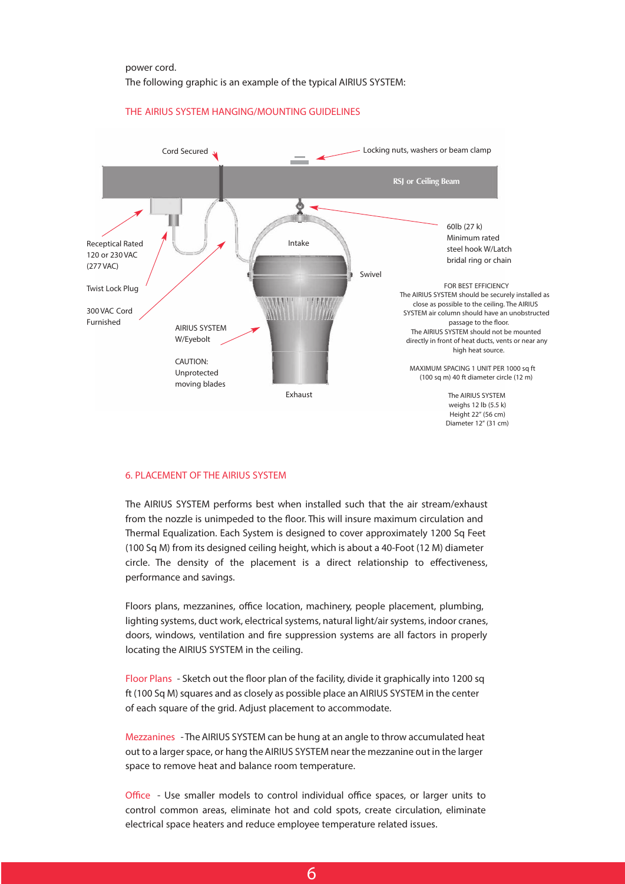power cord.

The following graphic is an example of the typical AIRIUS SYSTEM:

## THE AIRIUS SYSTEM HANGING/MOUNTING GUIDELINES

Cord Secured

Locking nuts, washers or beam clamp

RSJ or Ceiling Beam

Receptical Rated 120 or 230 VAC (277 VAC)

Twist Lock Plug

300 VAC Cord Furnished

Intake

Swivel

60lb (27 k) Minimum rated steel hook W/Latch bridal ring or chain

AIRIUS SYSTEM W/Eyebolt

CAUTION: Unprotected moving blades

Exhaust

FOR BEST EFFICIENCY
The AIRIUS SYSTEM should be securely installed as close as possible to the ceiling. The AIRIUS SYSTEM air column should have an unobstructed passage to the floor.
The AIRIUS SYSTEM should not be mounted directly in front of heat ducts, vents or near any high heat source.

MAXIMUM SPACING 1 UNIT PER 1000 sq ft (100 sq m) 40 ft diameter circle (12 m)

The AIRIUS SYSTEM weighs 12 lb (5.5 k) Height 22" (56 cm) Diameter 12" (31 cm)

## 6. PLACEMENT OF THE AIRIUS SYSTEM

The AIRIUS SYSTEM performs best when installed such that the air stream/exhaust from the nozzle is unimpeded to the floor. This will insure maximum circulation and Thermal Equalization. Each System is designed to cover approximately 1200 Sq Feet (100 Sq M) from its designed ceiling height, which is about a 40-Foot (12 M) diameter circle. The density of the placement is a direct relationship to effectiveness, performance and savings.

Floors plans, mezzanines, office location, machinery, people placement, plumbing, lighting systems, duct work, electrical systems, natural light/air systems, indoor cranes, doors, windows, ventilation and fire suppression systems are all factors in properly locating the AIRIUS SYSTEM in the ceiling.

Floor Plans - Sketch out the floor plan of the facility, divide it graphically into 1200 sq ft (100 Sq M) squares and as closely as possible place an AIRIUS SYSTEM in the center of each square of the grid. Adjust placement to accommodate.

Mezzanines - The AIRIUS SYSTEM can be hung at an angle to throw accumulated heat out to a larger space, or hang the AIRIUS SYSTEM near the mezzanine out in the larger space to remove heat and balance room temperature.

Office - Use smaller models to control individual office spaces, or larger units to control common areas, eliminate hot and cold spots, create circulation, eliminate electrical space heaters and reduce employee temperature related issues.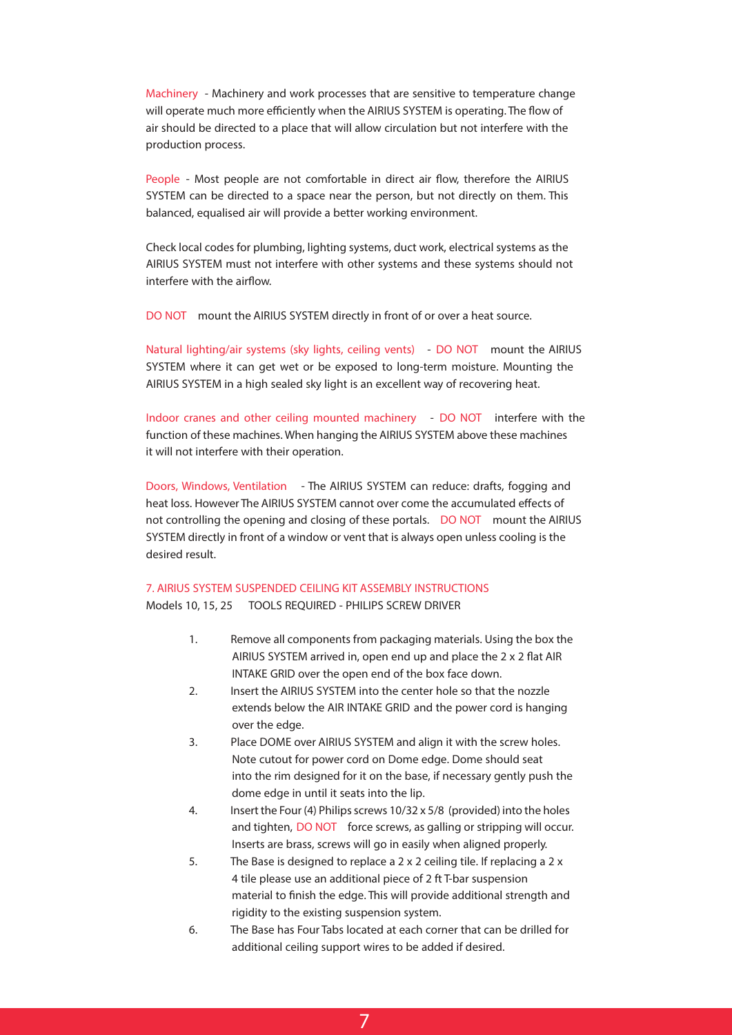Machinery - Machinery and work processes that are sensitive to temperature change will operate much more efficiently when the AIRIUS SYSTEM is operating. The flow of air should be directed to a place that will allow circulation but not interfere with the production process.

People - Most people are not comfortable in direct air flow, therefore the AIRIUS SYSTEM can be directed to a space near the person, but not directly on them. This balanced, equalised air will provide a better working environment.

Check local codes for plumbing, lighting systems, duct work, electrical systems as the AIRIUS SYSTEM must not interfere with other systems and these systems should not interfere with the airflow.

DO NOT mount the AIRIUS SYSTEM directly in front of or over a heat source.

Natural lighting/air systems (sky lights, ceiling vents) - DO NOT mount the AIRIUS SYSTEM where it can get wet or be exposed to long-term moisture. Mounting the AIRIUS SYSTEM in a high sealed sky light is an excellent way of recovering heat.

Indoor cranes and other ceiling mounted machinery - DO NOT interfere with the function of these machines. When hanging the AIRIUS SYSTEM above these machines it will not interfere with their operation.

Doors, Windows, Ventilation - The AIRIUS SYSTEM can reduce: drafts, fogging and heat loss. However The AIRIUS SYSTEM cannot over come the accumulated effects of not controlling the opening and closing of these portals. DO NOT mount the AIRIUS SYSTEM directly in front of a window or vent that is always open unless cooling is the desired result.

## 7. AIRIUS SYSTEM SUSPENDED CEILING KIT ASSEMBLY INSTRUCTIONS

Models 10, 15, 25 TOOLS REQUIRED - PHILIPS SCREW DRIVER

1. Remove all components from packaging materials. Using the box the AIRIUS SYSTEM arrived in, open end up and place the 2 x 2 flat AIR INTAKE GRID over the open end of the box face down.
2. Insert the AIRIUS SYSTEM into the center hole so that the nozzle extends below the AIR INTAKE GRID and the power cord is hanging over the edge.
3. Place DOME over AIRIUS SYSTEM and align it with the screw holes. Note cutout for power cord on Dome edge. Dome should seat into the rim designed for it on the base, if necessary gently push the dome edge in until it seats into the lip.
4. Insert the Four (4) Philips screws 10/32 x 5/8 (provided) into the holes and tighten, DO NOT force screws, as galling or stripping will occur. Inserts are brass, screws will go in easily when aligned properly.
5. The Base is designed to replace a 2 x 2 ceiling tile. If replacing a 2 x 4 tile please use an additional piece of 2 ft T-bar suspension material to finish the edge. This will provide additional strength and rigidity to the existing suspension system.
6. The Base has Four Tabs located at each corner that can be drilled for additional ceiling support wires to be added if desired.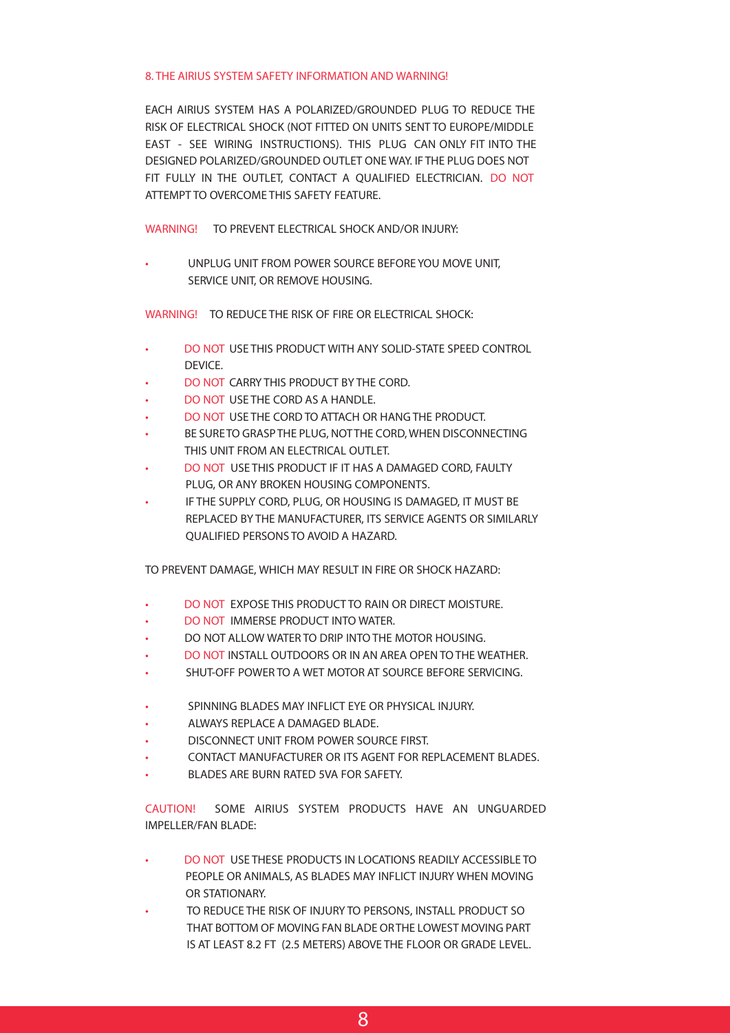## 8. THE AIRIUS SYSTEM SAFETY INFORMATION AND WARNING!

EACH AIRIUS SYSTEM HAS A POLARIZED/GROUNDED PLUG TO REDUCE THE RISK OF ELECTRICAL SHOCK (NOT FITTED ON UNITS SENT TO EUROPE/MIDDLE EAST - SEE WIRING INSTRUCTIONS). THIS PLUG CAN ONLY FIT INTO THE DESIGNED POLARIZED/GROUNDED OUTLET ONE WAY. IF THE PLUG DOES NOT FIT FULLY IN THE OUTLET, CONTACT A QUALIFIED ELECTRICIAN. DO NOT ATTEMPT TO OVERCOME THIS SAFETY FEATURE.

WARNING! TO PREVENT ELECTRICAL SHOCK AND/OR INJURY:

- UNPLUG UNIT FROM POWER SOURCE BEFORE YOU MOVE UNIT, SERVICE UNIT, OR REMOVE HOUSING.

WARNING! TO REDUCE THE RISK OF FIRE OR ELECTRICAL SHOCK:

- DO NOT USE THIS PRODUCT WITH ANY SOLID-STATE SPEED CONTROL DEVICE.
- DO NOT CARRY THIS PRODUCT BY THE CORD.
- DO NOT USE THE CORD AS A HANDLE.
- DO NOT USE THE CORD TO ATTACH OR HANG THE PRODUCT.
- BE SURE TO GRASP THE PLUG, NOT THE CORD, WHEN DISCONNECTING THIS UNIT FROM AN ELECTRICAL OUTLET.
- DO NOT USE THIS PRODUCT IF IT HAS A DAMAGED CORD, FAULTY PLUG, OR ANY BROKEN HOUSING COMPONENTS.
- IF THE SUPPLY CORD, PLUG, OR HOUSING IS DAMAGED, IT MUST BE REPLACED BY THE MANUFACTURER, ITS SERVICE AGENTS OR SIMILARLY QUALIFIED PERSONS TO AVOID A HAZARD.

TO PREVENT DAMAGE, WHICH MAY RESULT IN FIRE OR SHOCK HAZARD:

- DO NOT EXPOSE THIS PRODUCT TO RAIN OR DIRECT MOISTURE.
- DO NOT IMMERSE PRODUCT INTO WATER.
- DO NOT ALLOW WATER TO DRIP INTO THE MOTOR HOUSING.
- DO NOT INSTALL OUTDOORS OR IN AN AREA OPEN TO THE WEATHER.
- SHUT-OFF POWER TO A WET MOTOR AT SOURCE BEFORE SERVICING.

- SPINNING BLADES MAY INFLICT EYE OR PHYSICAL INJURY.
- ALWAYS REPLACE A DAMAGED BLADE.
- DISCONNECT UNIT FROM POWER SOURCE FIRST.
- CONTACT MANUFACTURER OR ITS AGENT FOR REPLACEMENT BLADES.
- BLADES ARE BURN RATED 5VA FOR SAFETY.

CAUTION! SOME AIRIUS SYSTEM PRODUCTS HAVE AN UNGUARDED IMPELLER/FAN BLADE:

- DO NOT USE THESE PRODUCTS IN LOCATIONS READILY ACCESSIBLE TO PEOPLE OR ANIMALS, AS BLADES MAY INFLICT INJURY WHEN MOVING OR STATIONARY.
- TO REDUCE THE RISK OF INJURY TO PERSONS, INSTALL PRODUCT SO THAT BOTTOM OF MOVING FAN BLADE OR THE LOWEST MOVING PART IS AT LEAST 8.2 FT (2.5 METERS) ABOVE THE FLOOR OR GRADE LEVEL.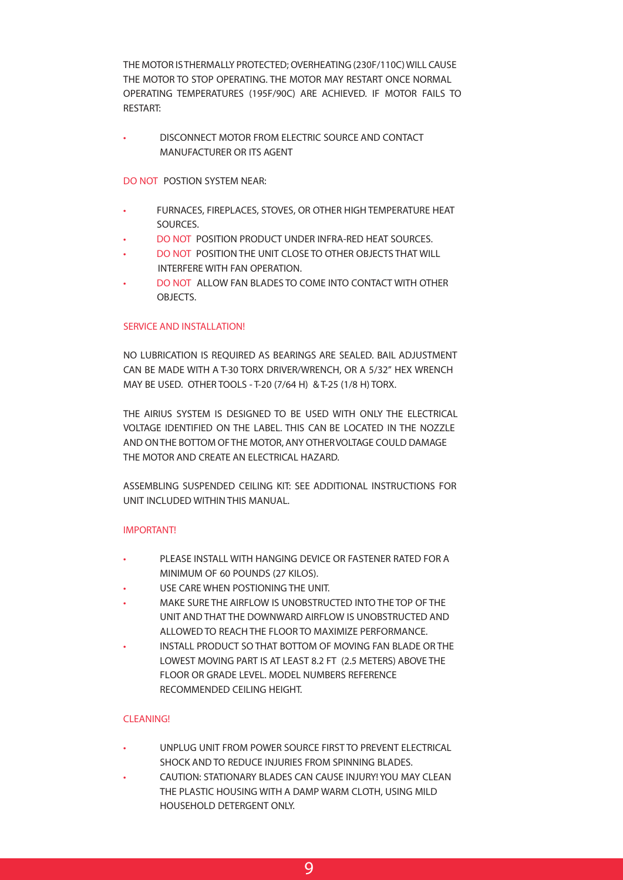THE MOTOR IS THERMALLY PROTECTED; OVERHEATING (230F/110C) WILL CAUSE THE MOTOR TO STOP OPERATING. THE MOTOR MAY RESTART ONCE NORMAL OPERATING TEMPERATURES (195F/90C) ARE ACHIEVED. IF MOTOR FAILS TO RESTART:

- DISCONNECT MOTOR FROM ELECTRIC SOURCE AND CONTACT MANUFACTURER OR ITS AGENT

DO NOT POSTION SYSTEM NEAR:

- FURNACES, FIREPLACES, STOVES, OR OTHER HIGH TEMPERATURE HEAT SOURCES.
- DO NOT POSITION PRODUCT UNDER INFRA-RED HEAT SOURCES.
- DO NOT POSITION THE UNIT CLOSE TO OTHER OBJECTS THAT WILL INTERFERE WITH FAN OPERATION.
- DO NOT ALLOW FAN BLADES TO COME INTO CONTACT WITH OTHER OBJECTS.

## SERVICE AND INSTALLATION!

NO LUBRICATION IS REQUIRED AS BEARINGS ARE SEALED. BAIL ADJUSTMENT CAN BE MADE WITH A T-30 TORX DRIVER/WRENCH, OR A 5/32" HEX WRENCH MAY BE USED. OTHER TOOLS - T-20 (7/64 H) & T-25 (1/8 H) TORX.

THE AIRIUS SYSTEM IS DESIGNED TO BE USED WITH ONLY THE ELECTRICAL VOLTAGE IDENTIFIED ON THE LABEL. THIS CAN BE LOCATED IN THE NOZZLE AND ON THE BOTTOM OF THE MOTOR, ANY OTHER VOLTAGE COULD DAMAGE THE MOTOR AND CREATE AN ELECTRICAL HAZARD.

ASSEMBLING SUSPENDED CEILING KIT: SEE ADDITIONAL INSTRUCTIONS FOR UNIT INCLUDED WITHIN THIS MANUAL.

## IMPORTANT!

- PLEASE INSTALL WITH HANGING DEVICE OR FASTENER RATED FOR A MINIMUM OF 60 POUNDS (27 KILOS).
- USE CARE WHEN POSTIONING THE UNIT.
- MAKE SURE THE AIRFLOW IS UNOBSTRUCTED INTO THE TOP OF THE UNIT AND THAT THE DOWNWARD AIRFLOW IS UNOBSTRUCTED AND ALLOWED TO REACH THE FLOOR TO MAXIMIZE PERFORMANCE.
- INSTALL PRODUCT SO THAT BOTTOM OF MOVING FAN BLADE OR THE LOWEST MOVING PART IS AT LEAST 8.2 FT (2.5 METERS) ABOVE THE FLOOR OR GRADE LEVEL. MODEL NUMBERS REFERENCE RECOMMENDED CEILING HEIGHT.

## CLEANING!

- UNPLUG UNIT FROM POWER SOURCE FIRST TO PREVENT ELECTRICAL SHOCK AND TO REDUCE INJURIES FROM SPINNING BLADES.
- CAUTION: STATIONARY BLADES CAN CAUSE INJURY! YOU MAY CLEAN THE PLASTIC HOUSING WITH A DAMP WARM CLOTH, USING MILD HOUSEHOLD DETERGENT ONLY.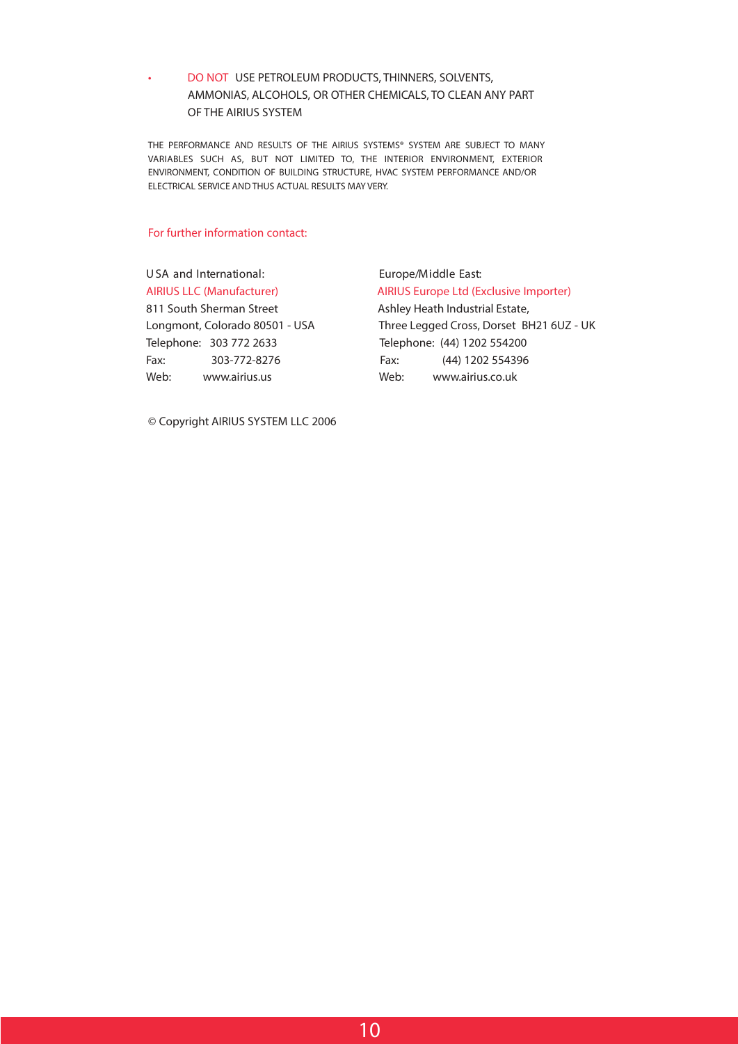- DO NOT USE PETROLEUM PRODUCTS, THINNERS, SOLVENTS, AMMONIAS, ALCOHOLS, OR OTHER CHEMICALS, TO CLEAN ANY PART OF THE AIRIUS SYSTEM

THE PERFORMANCE AND RESULTS OF THE AIRIUS SYSTEMS® SYSTEM ARE SUBJECT TO MANY VARIABLES SUCH AS, BUT NOT LIMITED TO, THE INTERIOR ENVIRONMENT, EXTERIOR ENVIRONMENT, CONDITION OF BUILDING STRUCTURE, HVAC SYSTEM PERFORMANCE AND/OR ELECTRICAL SERVICE AND THUS ACTUAL RESULTS MAY VERY.

For further information contact:

USA and International:
AIRIUS LLC (Manufacturer)
811 South Sherman Street
Longmont, Colorado 80501 - USA
Telephone: 303 772 2633
Fax: 303-772-8276
Web: www.airius.us

Europe/Middle East:
AIRIUS Europe Ltd (Exclusive Importer)
Ashley Heath Industrial Estate,
Three Legged Cross, Dorset BH21 6UZ - UK
Telephone: (44) 1202 554200
Fax: (44) 1202 554396
Web: www.airius.co.uk

© Copyright AIRIUS SYSTEM LLC 2006